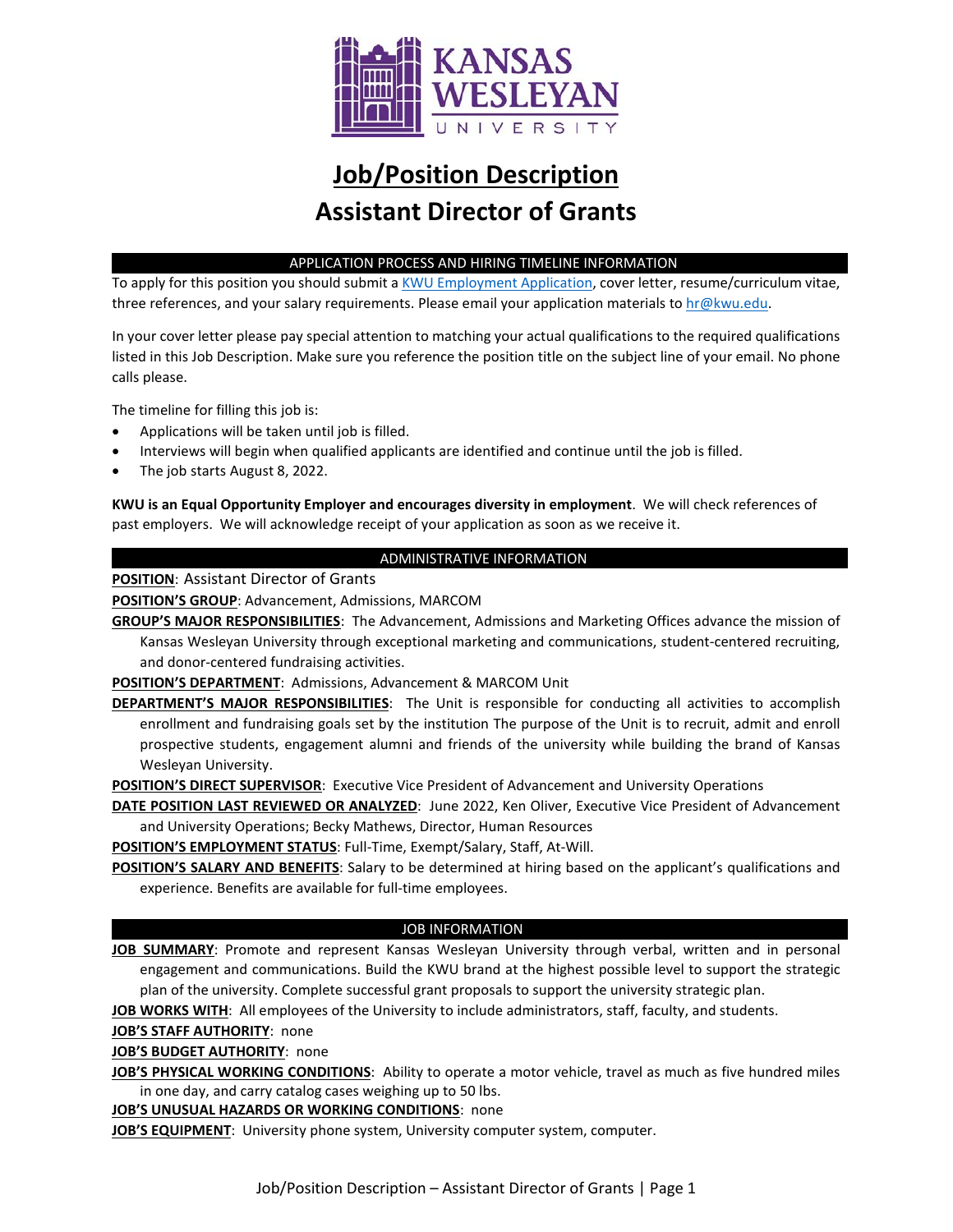# Job/Position Description

# Assistant Director of Grants

## APPLICATION PROCESS AND HIRING TIMELINE INFORMATION

To apply for this position you should submit a KWU Employment Application, cover letter, resume/curriculum vitae, three references, and your salary requirements. Please email your application materials to hr@kwu.edu.

In your cover letter please pay special attention to matching your actual qualifications to the required qualifications listed in this Job Description. Make sure you reference the position title on the subject line of your email. No phone calls please.

The timeline for filling this job is:

- Applications will be taken until job is filled.
- Interviews will begin when qualified applicants are identified and continue until the job is filled.
- The job starts August 8, 2022.

**KWU is an Equal Opportunity Employer and encourages diversity in employment**. We will check references of past employers. We will acknowledge receipt of your application as soon as we receive it.

## ADMINISTRATIVE INFORMATION

**POSITION**: Assistant Director of Grants

**POSITION'S GROUP**: Advancement, Admissions, MARCOM

**GROUP'S MAJOR RESPONSIBILITIES**: The Advancement, Admissions and Marketing Offices advance the mission of Kansas Wesleyan University through exceptional marketing and communications, student-centered recruiting, and donor-centered fundraising activities.

**POSITION'S DEPARTMENT**: Admissions, Advancement & MARCOM Unit

**DEPARTMENT'S MAJOR RESPONSIBILITIES**: The Unit is responsible for conducting all activities to accomplish enrollment and fundraising goals set by the institution The purpose of the Unit is to recruit, admit and enroll prospective students, engagement alumni and friends of the university while building the brand of Kansas Wesleyan University.

**POSITION'S DIRECT SUPERVISOR**: Executive Vice President of Advancement and University Operations

**DATE POSITION LAST REVIEWED OR ANALYZED**: June 2022, Ken Oliver, Executive Vice President of Advancement and University Operations; Becky Mathews, Director, Human Resources

**POSITION'S EMPLOYMENT STATUS**: Full-Time, Exempt/Salary, Staff, At-Will.

**POSITION'S SALARY AND BENEFITS**: Salary to be determined at hiring based on the applicant's qualifications and experience. Benefits are available for full-time employees.

## JOB INFORMATION

**JOB SUMMARY**: Promote and represent Kansas Wesleyan University through verbal, written and in personal engagement and communications. Build the KWU brand at the highest possible level to support the strategic plan of the university. Complete successful grant proposals to support the university strategic plan.

**JOB WORKS WITH**: All employees of the University to include administrators, staff, faculty, and students.

**JOB'S STAFF AUTHORITY**: none

**JOB'S BUDGET AUTHORITY**: none

**JOB'S PHYSICAL WORKING CONDITIONS**: Ability to operate a motor vehicle, travel as much as five hundred miles in one day, and carry catalog cases weighing up to 50 lbs.

**JOB'S UNUSUAL HAZARDS OR WORKING CONDITIONS**: none

**JOB'S EQUIPMENT**: University phone system, University computer system, computer.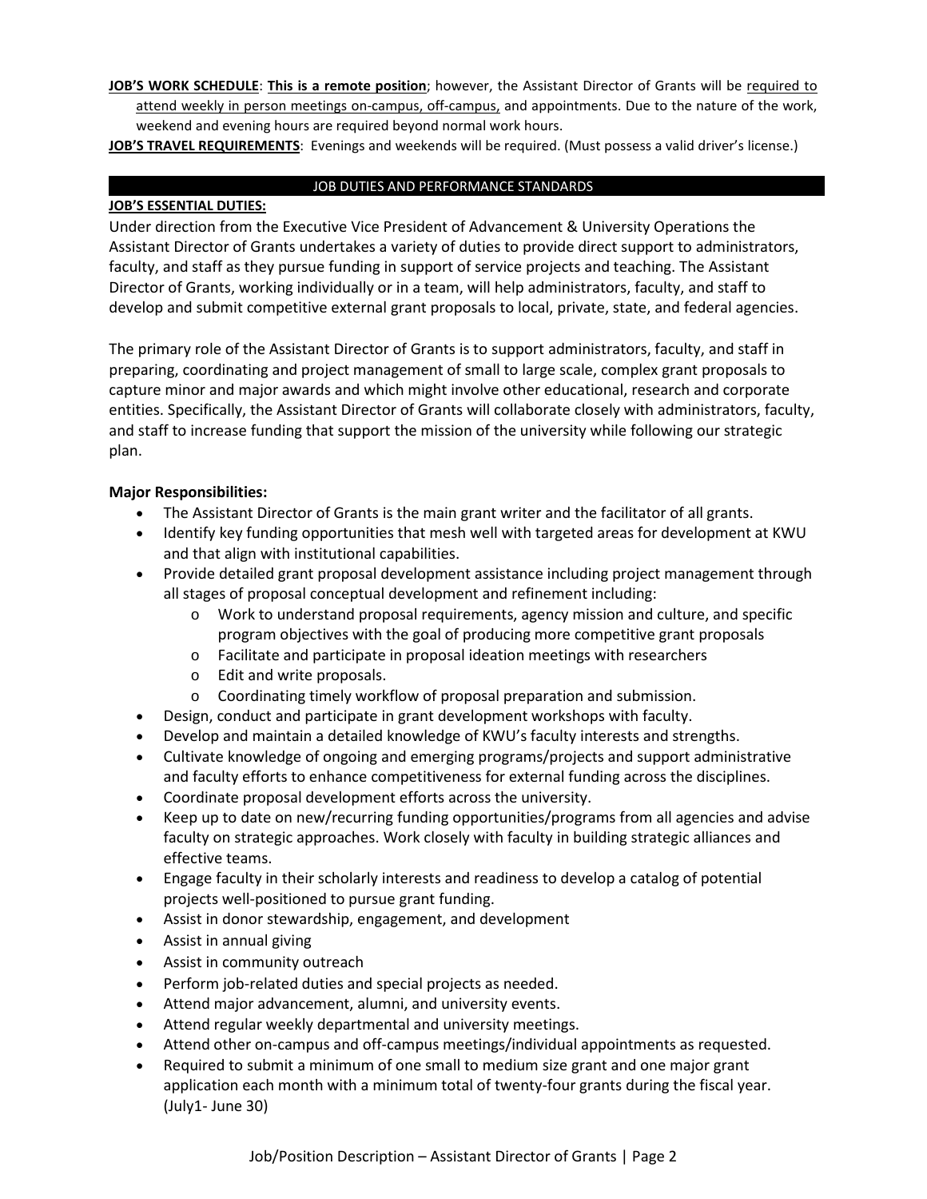**JOB'S WORK SCHEDULE**: **This is a remote position**; however, the Assistant Director of Grants will be required to attend weekly in person meetings on-campus, off-campus, and appointments. Due to the nature of the work, weekend and evening hours are required beyond normal work hours.

**JOB'S TRAVEL REQUIREMENTS**: Evenings and weekends will be required. (Must possess a valid driver's license.)

## JOB DUTIES AND PERFORMANCE STANDARDS

**JOB'S ESSENTIAL DUTIES:**

Under direction from the Executive Vice President of Advancement & University Operations the Assistant Director of Grants undertakes a variety of duties to provide direct support to administrators, faculty, and staff as they pursue funding in support of service projects and teaching. The Assistant Director of Grants, working individually or in a team, will help administrators, faculty, and staff to develop and submit competitive external grant proposals to local, private, state, and federal agencies.

The primary role of the Assistant Director of Grants is to support administrators, faculty, and staff in preparing, coordinating and project management of small to large scale, complex grant proposals to capture minor and major awards and which might involve other educational, research and corporate entities. Specifically, the Assistant Director of Grants will collaborate closely with administrators, faculty, and staff to increase funding that support the mission of the university while following our strategic plan.

**Major Responsibilities:**

- The Assistant Director of Grants is the main grant writer and the facilitator of all grants.
- Identify key funding opportunities that mesh well with targeted areas for development at KWU and that align with institutional capabilities.
- Provide detailed grant proposal development assistance including project management through all stages of proposal conceptual development and refinement including:
  - Work to understand proposal requirements, agency mission and culture, and specific program objectives with the goal of producing more competitive grant proposals
  - Facilitate and participate in proposal ideation meetings with researchers
  - Edit and write proposals.
  - Coordinating timely workflow of proposal preparation and submission.
- Design, conduct and participate in grant development workshops with faculty.
- Develop and maintain a detailed knowledge of KWU's faculty interests and strengths.
- Cultivate knowledge of ongoing and emerging programs/projects and support administrative and faculty efforts to enhance competitiveness for external funding across the disciplines.
- Coordinate proposal development efforts across the university.
- Keep up to date on new/recurring funding opportunities/programs from all agencies and advise faculty on strategic approaches. Work closely with faculty in building strategic alliances and effective teams.
- Engage faculty in their scholarly interests and readiness to develop a catalog of potential projects well-positioned to pursue grant funding.
- Assist in donor stewardship, engagement, and development
- Assist in annual giving
- Assist in community outreach
- Perform job-related duties and special projects as needed.
- Attend major advancement, alumni, and university events.
- Attend regular weekly departmental and university meetings.
- Attend other on-campus and off-campus meetings/individual appointments as requested.
- Required to submit a minimum of one small to medium size grant and one major grant application each month with a minimum total of twenty-four grants during the fiscal year. (July1- June 30)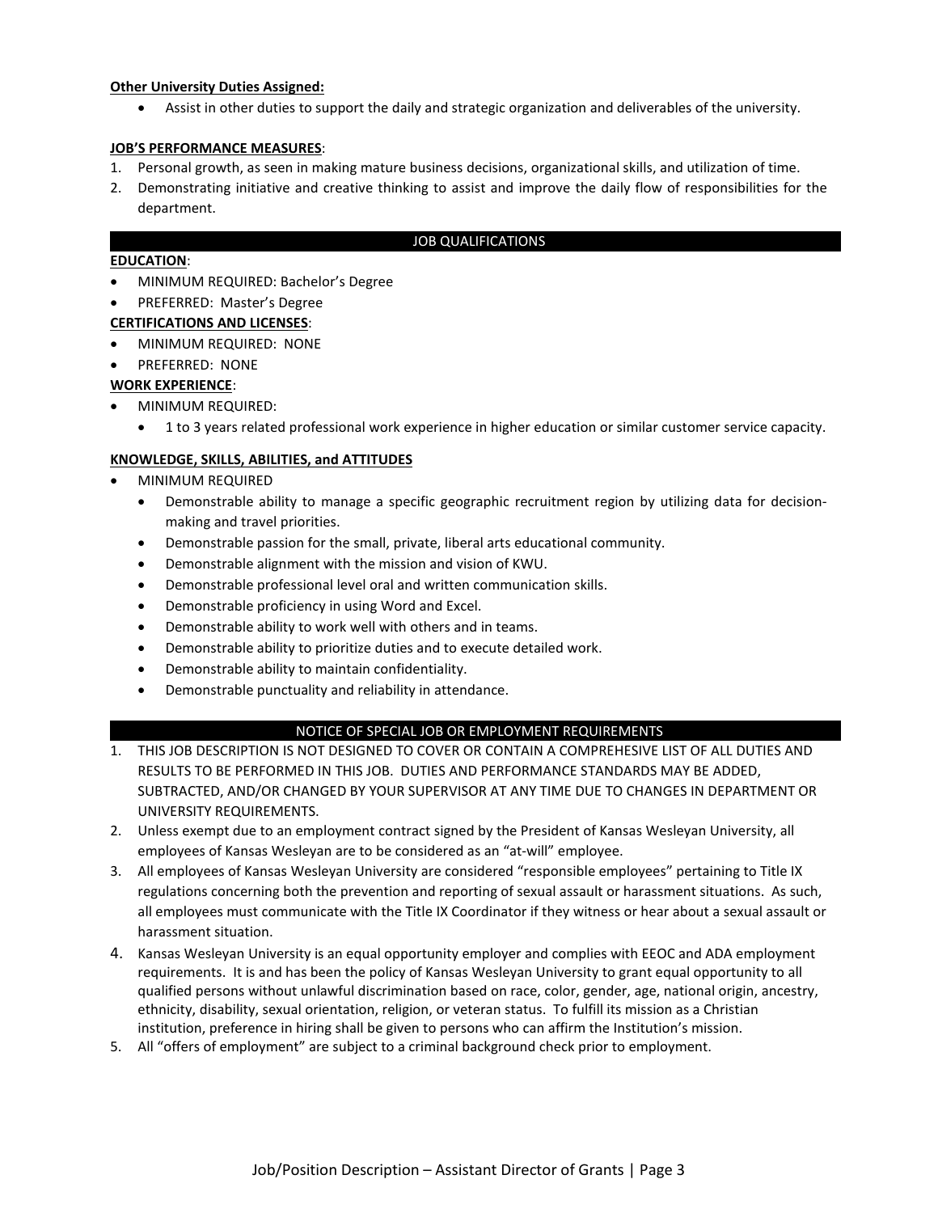**Other University Duties Assigned:**

- Assist in other duties to support the daily and strategic organization and deliverables of the university.

**JOB'S PERFORMANCE MEASURES**:

1. Personal growth, as seen in making mature business decisions, organizational skills, and utilization of time.
2. Demonstrating initiative and creative thinking to assist and improve the daily flow of responsibilities for the department.

## JOB QUALIFICATIONS

**EDUCATION**:

- MINIMUM REQUIRED: Bachelor's Degree
- PREFERRED: Master's Degree

**CERTIFICATIONS AND LICENSES**:

- MINIMUM REQUIRED: NONE
- PREFERRED: NONE

**WORK EXPERIENCE**:

- MINIMUM REQUIRED:
    - 1 to 3 years related professional work experience in higher education or similar customer service capacity.

**KNOWLEDGE, SKILLS, ABILITIES, and ATTITUDES**

- MINIMUM REQUIRED
    - Demonstrable ability to manage a specific geographic recruitment region by utilizing data for decision-making and travel priorities.
    - Demonstrable passion for the small, private, liberal arts educational community.
    - Demonstrable alignment with the mission and vision of KWU.
    - Demonstrable professional level oral and written communication skills.
    - Demonstrable proficiency in using Word and Excel.
    - Demonstrable ability to work well with others and in teams.
    - Demonstrable ability to prioritize duties and to execute detailed work.
    - Demonstrable ability to maintain confidentiality.
    - Demonstrable punctuality and reliability in attendance.

## NOTICE OF SPECIAL JOB OR EMPLOYMENT REQUIREMENTS

1. THIS JOB DESCRIPTION IS NOT DESIGNED TO COVER OR CONTAIN A COMPREHESIVE LIST OF ALL DUTIES AND RESULTS TO BE PERFORMED IN THIS JOB. DUTIES AND PERFORMANCE STANDARDS MAY BE ADDED, SUBTRACTED, AND/OR CHANGED BY YOUR SUPERVISOR AT ANY TIME DUE TO CHANGES IN DEPARTMENT OR UNIVERSITY REQUIREMENTS.
2. Unless exempt due to an employment contract signed by the President of Kansas Wesleyan University, all employees of Kansas Wesleyan are to be considered as an "at-will" employee.
3. All employees of Kansas Wesleyan University are considered "responsible employees" pertaining to Title IX regulations concerning both the prevention and reporting of sexual assault or harassment situations. As such, all employees must communicate with the Title IX Coordinator if they witness or hear about a sexual assault or harassment situation.
4. Kansas Wesleyan University is an equal opportunity employer and complies with EEOC and ADA employment requirements. It is and has been the policy of Kansas Wesleyan University to grant equal opportunity to all qualified persons without unlawful discrimination based on race, color, gender, age, national origin, ancestry, ethnicity, disability, sexual orientation, religion, or veteran status. To fulfill its mission as a Christian institution, preference in hiring shall be given to persons who can affirm the Institution's mission.
5. All "offers of employment" are subject to a criminal background check prior to employment.